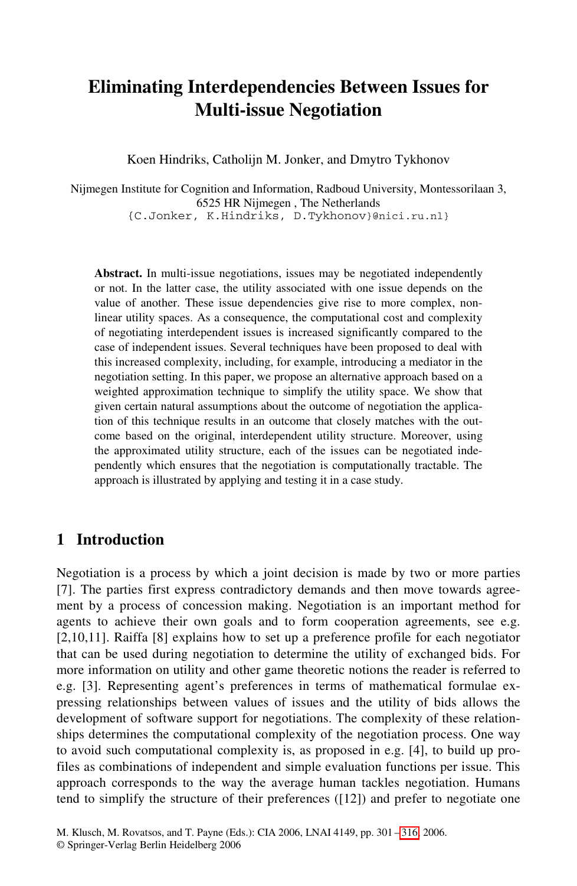# Eliminating Interdependencies Between Issues for Multi-issue Negotiation

Koen Hindriks, Catholijn M. Jonker, and Dmytro Tykhonov

Nijmegen Institute for Cognition and Information, Radboud University, Montessorilaan 3, 6525 HR Nijmegen , The Netherlands
{C.Jonker, K.Hindriks, D.Tykhonov}@nici.ru.nl

**Abstract.** In multi-issue negotiations, issues may be negotiated independently or not. In the latter case, the utility associated with one issue depends on the value of another. These issue dependencies give rise to more complex, non-linear utility spaces. As a consequence, the computational cost and complexity of negotiating interdependent issues is increased significantly compared to the case of independent issues. Several techniques have been proposed to deal with this increased complexity, including, for example, introducing a mediator in the negotiation setting. In this paper, we propose an alternative approach based on a weighted approximation technique to simplify the utility space. We show that given certain natural assumptions about the outcome of negotiation the application of this technique results in an outcome that closely matches with the outcome based on the original, interdependent utility structure. Moreover, using the approximated utility structure, each of the issues can be negotiated independently which ensures that the negotiation is computationally tractable. The approach is illustrated by applying and testing it in a case study.

## 1 Introduction

Negotiation is a process by which a joint decision is made by two or more parties [7]. The parties first express contradictory demands and then move towards agreement by a process of concession making. Negotiation is an important method for agents to achieve their own goals and to form cooperation agreements, see e.g. [2,10,11]. Raiffa [8] explains how to set up a preference profile for each negotiator that can be used during negotiation to determine the utility of exchanged bids. For more information on utility and other game theoretic notions the reader is referred to e.g. [3]. Representing agent's preferences in terms of mathematical formulae expressing relationships between values of issues and the utility of bids allows the development of software support for negotiations. The complexity of these relationships determines the computational complexity of the negotiation process. One way to avoid such computational complexity is, as proposed in e.g. [4], to build up profiles as combinations of independent and simple evaluation functions per issue. This approach corresponds to the way the average human tackles negotiation. Humans tend to simplify the structure of their preferences ([12]) and prefer to negotiate one

M. Klusch, M. Rovatsos, and T. Payne (Eds.): CIA 2006, LNAI 4149, pp. 301 – 316, 2006.
© Springer-Verlag Berlin Heidelberg 2006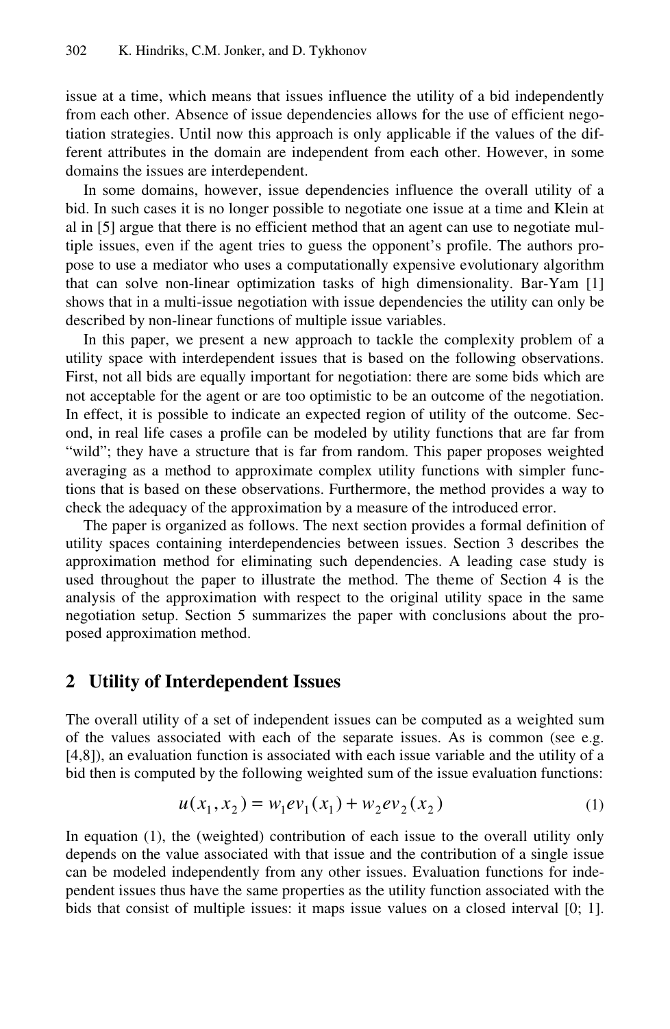issue at a time, which means that issues influence the utility of a bid independently from each other. Absence of issue dependencies allows for the use of efficient negotiation strategies. Until now this approach is only applicable if the values of the different attributes in the domain are independent from each other. However, in some domains the issues are interdependent.

In some domains, however, issue dependencies influence the overall utility of a bid. In such cases it is no longer possible to negotiate one issue at a time and Klein at al in [5] argue that there is no efficient method that an agent can use to negotiate multiple issues, even if the agent tries to guess the opponent's profile. The authors propose to use a mediator who uses a computationally expensive evolutionary algorithm that can solve non-linear optimization tasks of high dimensionality. Bar-Yam [1] shows that in a multi-issue negotiation with issue dependencies the utility can only be described by non-linear functions of multiple issue variables.

In this paper, we present a new approach to tackle the complexity problem of a utility space with interdependent issues that is based on the following observations. First, not all bids are equally important for negotiation: there are some bids which are not acceptable for the agent or are too optimistic to be an outcome of the negotiation. In effect, it is possible to indicate an expected region of utility of the outcome. Second, in real life cases a profile can be modeled by utility functions that are far from "wild"; they have a structure that is far from random. This paper proposes weighted averaging as a method to approximate complex utility functions with simpler functions that is based on these observations. Furthermore, the method provides a way to check the adequacy of the approximation by a measure of the introduced error.

The paper is organized as follows. The next section provides a formal definition of utility spaces containing interdependencies between issues. Section 3 describes the approximation method for eliminating such dependencies. A leading case study is used throughout the paper to illustrate the method. The theme of Section 4 is the analysis of the approximation with respect to the original utility space in the same negotiation setup. Section 5 summarizes the paper with conclusions about the proposed approximation method.

## 2 Utility of Interdependent Issues

The overall utility of a set of independent issues can be computed as a weighted sum of the values associated with each of the separate issues. As is common (see e.g. [4,8]), an evaluation function is associated with each issue variable and the utility of a bid then is computed by the following weighted sum of the issue evaluation functions:

$$u(x_1, x_2) = w_1 ev_1(x_1) + w_2 ev_2(x_2) \tag{1}$$

In equation (1), the (weighted) contribution of each issue to the overall utility only depends on the value associated with that issue and the contribution of a single issue can be modeled independently from any other issues. Evaluation functions for independent issues thus have the same properties as the utility function associated with the bids that consist of multiple issues: it maps issue values on a closed interval [0; 1].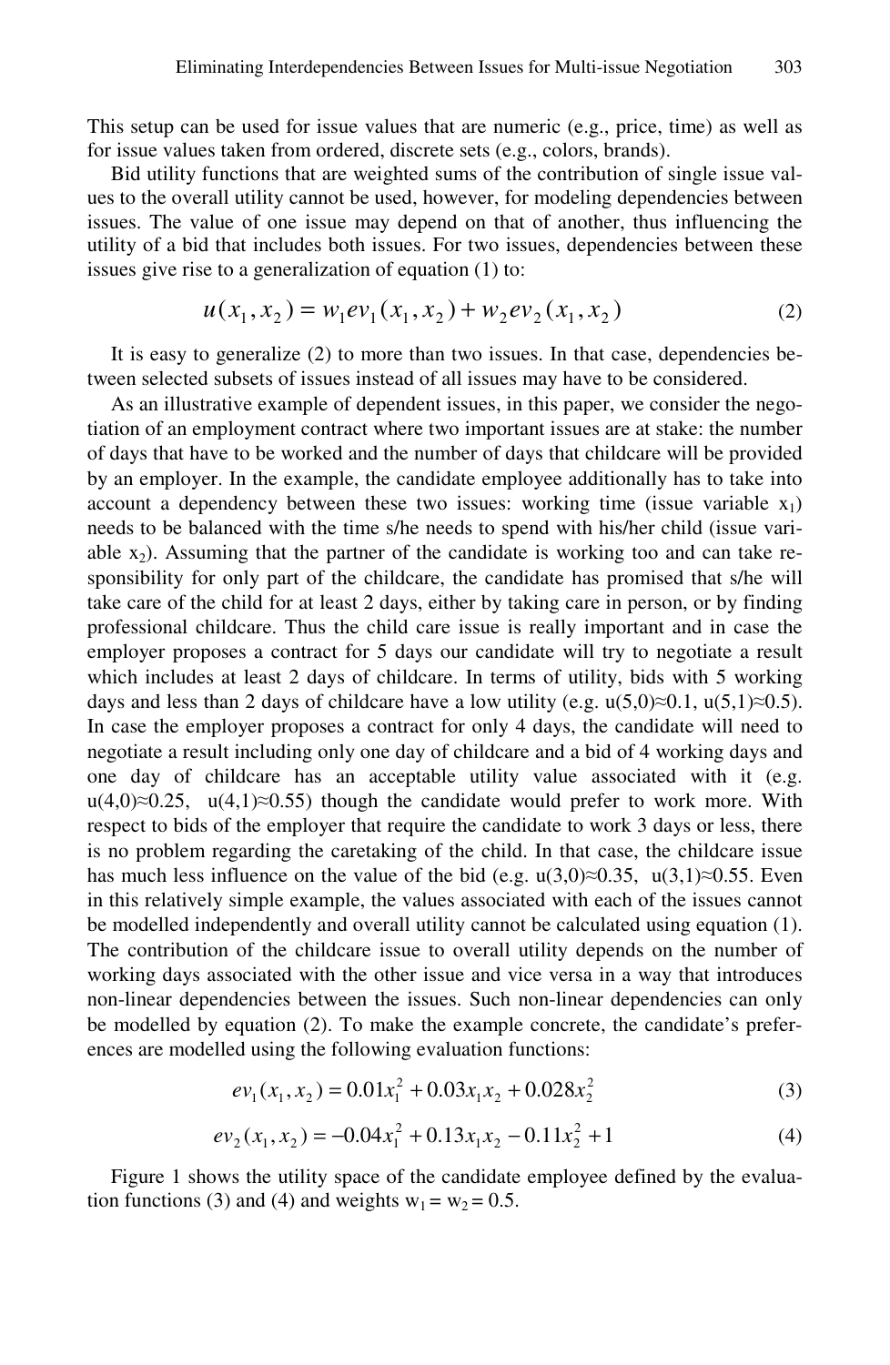This setup can be used for issue values that are numeric (e.g., price, time) as well as for issue values taken from ordered, discrete sets (e.g., colors, brands).

Bid utility functions that are weighted sums of the contribution of single issue values to the overall utility cannot be used, however, for modeling dependencies between issues. The value of one issue may depend on that of another, thus influencing the utility of a bid that includes both issues. For two issues, dependencies between these issues give rise to a generalization of equation (1) to:

$$u(x_1, x_2) = w_1 ev_1(x_1, x_2) + w_2 ev_2(x_1, x_2) \tag{2}$$

It is easy to generalize (2) to more than two issues. In that case, dependencies between selected subsets of issues instead of all issues may have to be considered.

As an illustrative example of dependent issues, in this paper, we consider the negotiation of an employment contract where two important issues are at stake: the number of days that have to be worked and the number of days that childcare will be provided by an employer. In the example, the candidate employee additionally has to take into account a dependency between these two issues: working time (issue variable $x_1$) needs to be balanced with the time s/he needs to spend with his/her child (issue variable $x_2$). Assuming that the partner of the candidate is working too and can take responsibility for only part of the childcare, the candidate has promised that s/he will take care of the child for at least 2 days, either by taking care in person, or by finding professional childcare. Thus the child care issue is really important and in case the employer proposes a contract for 5 days our candidate will try to negotiate a result which includes at least 2 days of childcare. In terms of utility, bids with 5 working days and less than 2 days of childcare have a low utility (e.g. $u(5,0) \approx 0.1$, $u(5,1) \approx 0.5$). In case the employer proposes a contract for only 4 days, the candidate will need to negotiate a result including only one day of childcare and a bid of 4 working days and one day of childcare has an acceptable utility value associated with it (e.g. $u(4,0) \approx 0.25$, $u(4,1) \approx 0.55$) though the candidate would prefer to work more. With respect to bids of the employer that require the candidate to work 3 days or less, there is no problem regarding the caretaking of the child. In that case, the childcare issue has much less influence on the value of the bid (e.g. $u(3,0) \approx 0.35$, $u(3,1) \approx 0.55$. Even in this relatively simple example, the values associated with each of the issues cannot be modelled independently and overall utility cannot be calculated using equation (1). The contribution of the childcare issue to overall utility depends on the number of working days associated with the other issue and vice versa in a way that introduces non-linear dependencies between the issues. Such non-linear dependencies can only be modelled by equation (2). To make the example concrete, the candidate's preferences are modelled using the following evaluation functions:

$$ev_1(x_1, x_2) = 0.01x_1^2 + 0.03x_1x_2 + 0.028x_2^2 \tag{3}$$

$$ev_2(x_1, x_2) = -0.04x_1^2 + 0.13x_1x_2 - 0.11x_2^2 + 1 \tag{4}$$

Figure 1 shows the utility space of the candidate employee defined by the evaluation functions (3) and (4) and weights $w_1 = w_2 = 0.5$.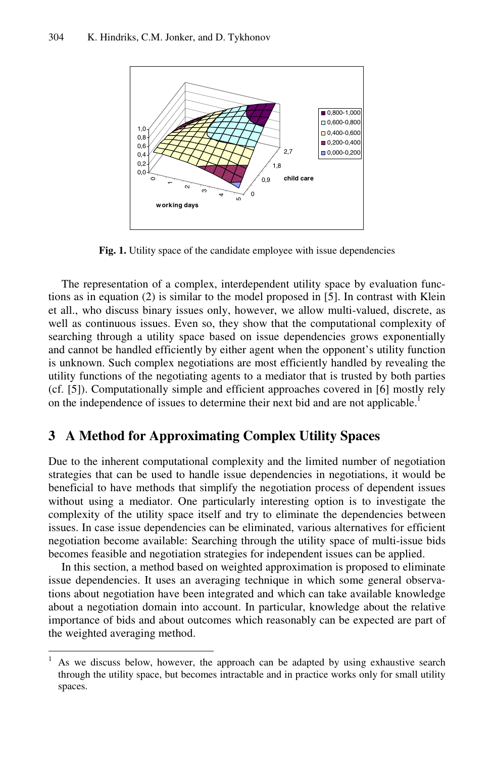1,0
0,8
0,6
0,4
0,2
0,0

0 1 2 3 4 5

working days

0 0,9 1,8 2,7

child care

0,800-1,000
0,600-0,800
0,400-0,600
0,200-0,400
0,000-0,200

**Fig. 1.** Utility space of the candidate employee with issue dependencies

The representation of a complex, interdependent utility space by evaluation functions as in equation (2) is similar to the model proposed in [5]. In contrast with Klein et all., who discuss binary issues only, however, we allow multi-valued, discrete, as well as continuous issues. Even so, they show that the computational complexity of searching through a utility space based on issue dependencies grows exponentially and cannot be handled efficiently by either agent when the opponent's utility function is unknown. Such complex negotiations are most efficiently handled by revealing the utility functions of the negotiating agents to a mediator that is trusted by both parties (cf. [5]). Computationally simple and efficient approaches covered in [6] mostly rely on the independence of issues to determine their next bid and are not applicable.[1]

## 3 A Method for Approximating Complex Utility Spaces

Due to the inherent computational complexity and the limited number of negotiation strategies that can be used to handle issue dependencies in negotiations, it would be beneficial to have methods that simplify the negotiation process of dependent issues without using a mediator. One particularly interesting option is to investigate the complexity of the utility space itself and try to eliminate the dependencies between issues. In case issue dependencies can be eliminated, various alternatives for efficient negotiation become available: Searching through the utility space of multi-issue bids becomes feasible and negotiation strategies for independent issues can be applied.

In this section, a method based on weighted approximation is proposed to eliminate issue dependencies. It uses an averaging technique in which some general observations about negotiation have been integrated and which can take available knowledge about a negotiation domain into account. In particular, knowledge about the relative importance of bids and about outcomes which reasonably can be expected are part of the weighted averaging method.

[1] As we discuss below, however, the approach can be adapted by using exhaustive search through the utility space, but becomes intractable and in practice works only for small utility spaces.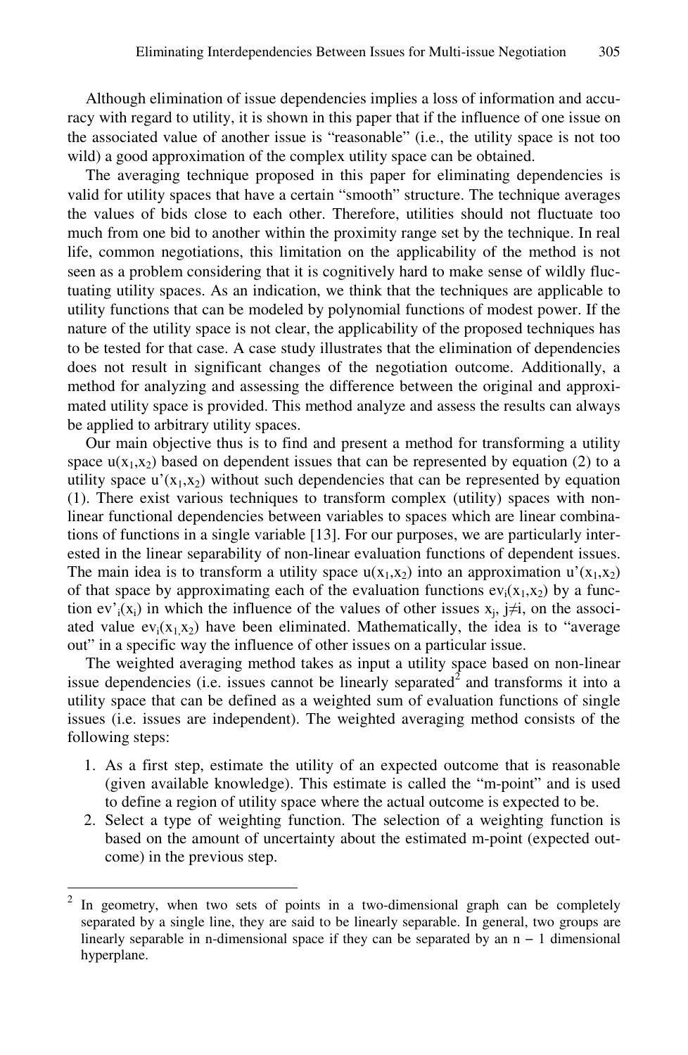Although elimination of issue dependencies implies a loss of information and accuracy with regard to utility, it is shown in this paper that if the influence of one issue on the associated value of another issue is "reasonable" (i.e., the utility space is not too wild) a good approximation of the complex utility space can be obtained.

The averaging technique proposed in this paper for eliminating dependencies is valid for utility spaces that have a certain "smooth" structure. The technique averages the values of bids close to each other. Therefore, utilities should not fluctuate too much from one bid to another within the proximity range set by the technique. In real life, common negotiations, this limitation on the applicability of the method is not seen as a problem considering that it is cognitively hard to make sense of wildly fluctuating utility spaces. As an indication, we think that the techniques are applicable to utility functions that can be modeled by polynomial functions of modest power. If the nature of the utility space is not clear, the applicability of the proposed techniques has to be tested for that case. A case study illustrates that the elimination of dependencies does not result in significant changes of the negotiation outcome. Additionally, a method for analyzing and assessing the difference between the original and approximated utility space is provided. This method analyze and assess the results can always be applied to arbitrary utility spaces.

Our main objective thus is to find and present a method for transforming a utility space $u(x_1,x_2)$ based on dependent issues that can be represented by equation (2) to a utility space $u'(x_1,x_2)$ without such dependencies that can be represented by equation (1). There exist various techniques to transform complex (utility) spaces with non-linear functional dependencies between variables to spaces which are linear combinations of functions in a single variable [13]. For our purposes, we are particularly interested in the linear separability of non-linear evaluation functions of dependent issues. The main idea is to transform a utility space $u(x_1,x_2)$ into an approximation $u'(x_1,x_2)$ of that space by approximating each of the evaluation functions $ev_i(x_1,x_2)$ by a function $ev'_i(x_i)$ in which the influence of the values of other issues $x_j$, $j{\neq}i$, on the associated value $ev_i(x_1,x_2)$ have been eliminated. Mathematically, the idea is to "average out" in a specific way the influence of other issues on a particular issue.

The weighted averaging method takes as input a utility space based on non-linear issue dependencies (i.e. issues cannot be linearly separated[2] and transforms it into a utility space that can be defined as a weighted sum of evaluation functions of single issues (i.e. issues are independent). The weighted averaging method consists of the following steps:

1. As a first step, estimate the utility of an expected outcome that is reasonable (given available knowledge). This estimate is called the "m-point" and is used to define a region of utility space where the actual outcome is expected to be.
2. Select a type of weighting function. The selection of a weighting function is based on the amount of uncertainty about the estimated m-point (expected outcome) in the previous step.

---

[2] In geometry, when two sets of points in a two-dimensional graph can be completely separated by a single line, they are said to be linearly separable. In general, two groups are linearly separable in n-dimensional space if they can be separated by an $n - 1$ dimensional hyperplane.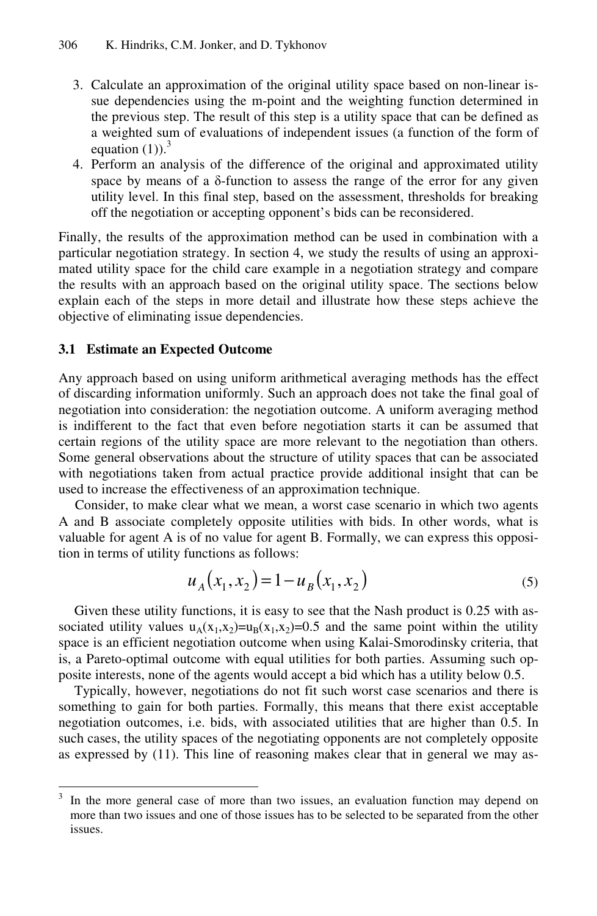3. Calculate an approximation of the original utility space based on non-linear issue dependencies using the m-point and the weighting function determined in the previous step. The result of this step is a utility space that can be defined as a weighted sum of evaluations of independent issues (a function of the form of equation (1)).[3]
4. Perform an analysis of the difference of the original and approximated utility space by means of a δ-function to assess the range of the error for any given utility level. In this final step, based on the assessment, thresholds for breaking off the negotiation or accepting opponent's bids can be reconsidered.

Finally, the results of the approximation method can be used in combination with a particular negotiation strategy. In section 4, we study the results of using an approximated utility space for the child care example in a negotiation strategy and compare the results with an approach based on the original utility space. The sections below explain each of the steps in more detail and illustrate how these steps achieve the objective of eliminating issue dependencies.

### 3.1 Estimate an Expected Outcome

Any approach based on using uniform arithmetical averaging methods has the effect of discarding information uniformly. Such an approach does not take the final goal of negotiation into consideration: the negotiation outcome. A uniform averaging method is indifferent to the fact that even before negotiation starts it can be assumed that certain regions of the utility space are more relevant to the negotiation than others. Some general observations about the structure of utility spaces that can be associated with negotiations taken from actual practice provide additional insight that can be used to increase the effectiveness of an approximation technique.

Consider, to make clear what we mean, a worst case scenario in which two agents A and B associate completely opposite utilities with bids. In other words, what is valuable for agent A is of no value for agent B. Formally, we can express this opposition in terms of utility functions as follows:

$$u_A(x_1, x_2) = 1 - u_B(x_1, x_2) \tag{5}$$

Given these utility functions, it is easy to see that the Nash product is 0.25 with associated utility values $u_A(x_1,x_2)=u_B(x_1,x_2)=0.5$ and the same point within the utility space is an efficient negotiation outcome when using Kalai-Smorodinsky criteria, that is, a Pareto-optimal outcome with equal utilities for both parties. Assuming such opposite interests, none of the agents would accept a bid which has a utility below 0.5.

Typically, however, negotiations do not fit such worst case scenarios and there is something to gain for both parties. Formally, this means that there exist acceptable negotiation outcomes, i.e. bids, with associated utilities that are higher than 0.5. In such cases, the utility spaces of the negotiating opponents are not completely opposite as expressed by (11). This line of reasoning makes clear that in general we may as-

[3] In the more general case of more than two issues, an evaluation function may depend on more than two issues and one of those issues has to be selected to be separated from the other issues.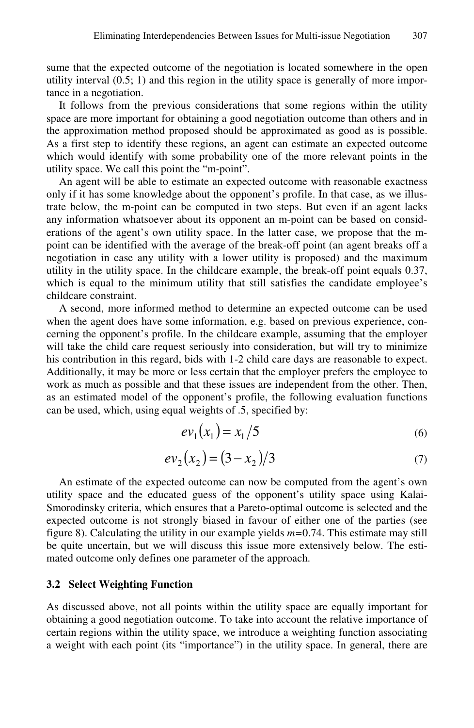sume that the expected outcome of the negotiation is located somewhere in the open utility interval (0.5; 1) and this region in the utility space is generally of more importance in a negotiation.

It follows from the previous considerations that some regions within the utility space are more important for obtaining a good negotiation outcome than others and in the approximation method proposed should be approximated as good as is possible. As a first step to identify these regions, an agent can estimate an expected outcome which would identify with some probability one of the more relevant points in the utility space. We call this point the "m-point".

An agent will be able to estimate an expected outcome with reasonable exactness only if it has some knowledge about the opponent's profile. In that case, as we illustrate below, the m-point can be computed in two steps. But even if an agent lacks any information whatsoever about its opponent an m-point can be based on considerations of the agent's own utility space. In the latter case, we propose that the m-point can be identified with the average of the break-off point (an agent breaks off a negotiation in case any utility with a lower utility is proposed) and the maximum utility in the utility space. In the childcare example, the break-off point equals 0.37, which is equal to the minimum utility that still satisfies the candidate employee's childcare constraint.

A second, more informed method to determine an expected outcome can be used when the agent does have some information, e.g. based on previous experience, concerning the opponent's profile. In the childcare example, assuming that the employer will take the child care request seriously into consideration, but will try to minimize his contribution in this regard, bids with 1-2 child care days are reasonable to expect. Additionally, it may be more or less certain that the employer prefers the employee to work as much as possible and that these issues are independent from the other. Then, as an estimated model of the opponent's profile, the following evaluation functions can be used, which, using equal weights of .5, specified by:

$$ev_1(x_1) = x_1/5 \tag{6}$$

$$ev_2(x_2) = (3 - x_2)/3 \tag{7}$$

An estimate of the expected outcome can now be computed from the agent's own utility space and the educated guess of the opponent's utility space using Kalai-Smorodinsky criteria, which ensures that a Pareto-optimal outcome is selected and the expected outcome is not strongly biased in favour of either one of the parties (see figure 8). Calculating the utility in our example yields $m$=0.74. This estimate may still be quite uncertain, but we will discuss this issue more extensively below. The estimated outcome only defines one parameter of the approach.

### 3.2 Select Weighting Function

As discussed above, not all points within the utility space are equally important for obtaining a good negotiation outcome. To take into account the relative importance of certain regions within the utility space, we introduce a weighting function associating a weight with each point (its "importance") in the utility space. In general, there are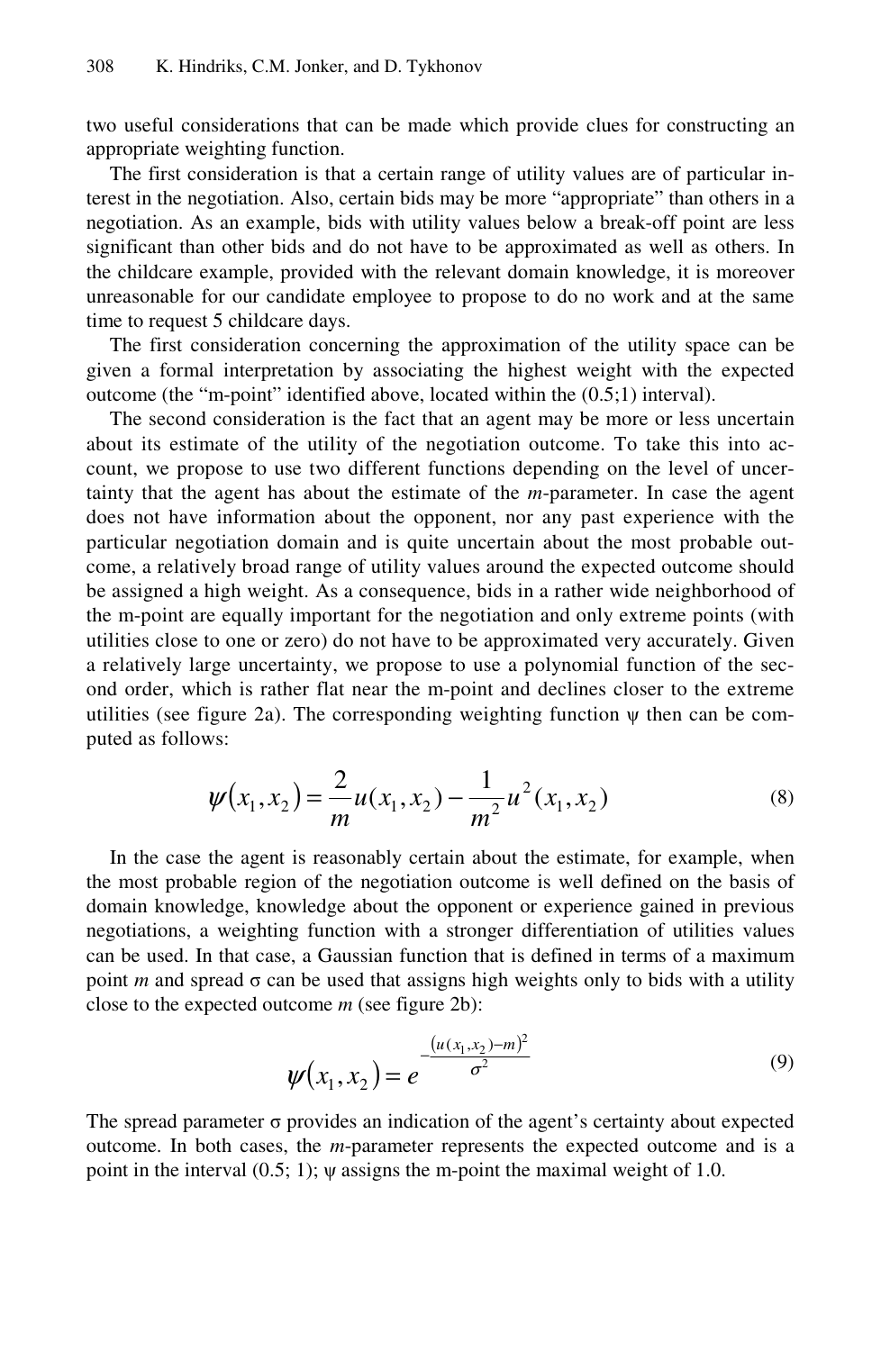two useful considerations that can be made which provide clues for constructing an appropriate weighting function.

The first consideration is that a certain range of utility values are of particular interest in the negotiation. Also, certain bids may be more "appropriate" than others in a negotiation. As an example, bids with utility values below a break-off point are less significant than other bids and do not have to be approximated as well as others. In the childcare example, provided with the relevant domain knowledge, it is moreover unreasonable for our candidate employee to propose to do no work and at the same time to request 5 childcare days.

The first consideration concerning the approximation of the utility space can be given a formal interpretation by associating the highest weight with the expected outcome (the "m-point" identified above, located within the (0.5;1) interval).

The second consideration is the fact that an agent may be more or less uncertain about its estimate of the utility of the negotiation outcome. To take this into account, we propose to use two different functions depending on the level of uncertainty that the agent has about the estimate of the *m*-parameter. In case the agent does not have information about the opponent, nor any past experience with the particular negotiation domain and is quite uncertain about the most probable outcome, a relatively broad range of utility values around the expected outcome should be assigned a high weight. As a consequence, bids in a rather wide neighborhood of the m-point are equally important for the negotiation and only extreme points (with utilities close to one or zero) do not have to be approximated very accurately. Given a relatively large uncertainty, we propose to use a polynomial function of the second order, which is rather flat near the m-point and declines closer to the extreme utilities (see figure 2a). The corresponding weighting function $\psi$ then can be computed as follows:

$$\psi(x_1, x_2) = \frac{2}{m} u(x_1, x_2) - \frac{1}{m^2} u^2(x_1, x_2) \tag{8}$$

In the case the agent is reasonably certain about the estimate, for example, when the most probable region of the negotiation outcome is well defined on the basis of domain knowledge, knowledge about the opponent or experience gained in previous negotiations, a weighting function with a stronger differentiation of utilities values can be used. In that case, a Gaussian function that is defined in terms of a maximum point *m* and spread $\sigma$ can be used that assigns high weights only to bids with a utility close to the expected outcome *m* (see figure 2b):

$$\psi(x_1, x_2) = e^{-\frac{(u(x_1, x_2) - m)^2}{\sigma^2}} \tag{9}$$

The spread parameter $\sigma$ provides an indication of the agent's certainty about expected outcome. In both cases, the *m*-parameter represents the expected outcome and is a point in the interval (0.5; 1); $\psi$ assigns the m-point the maximal weight of 1.0.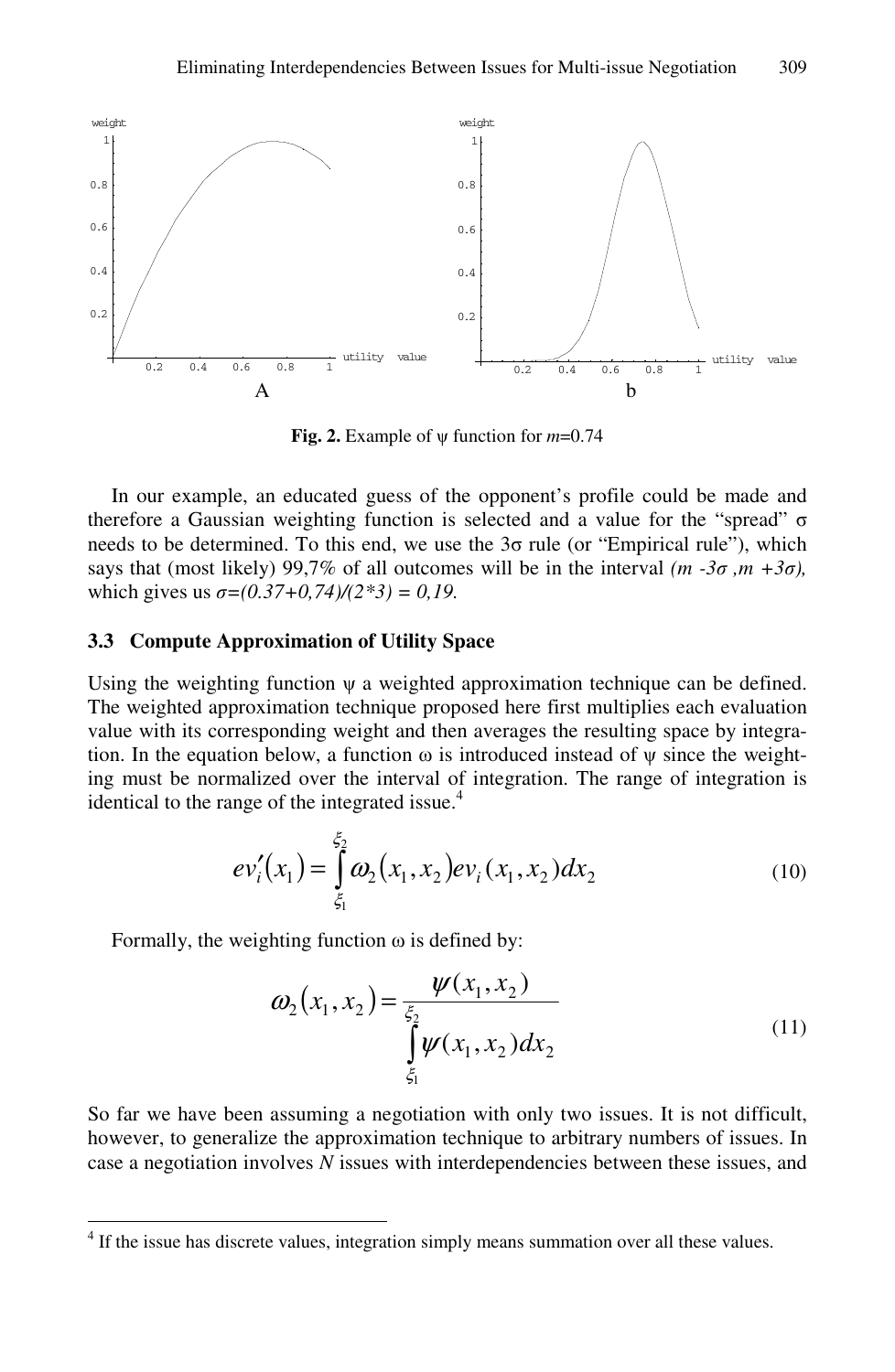Fig. 2. Example of ψ function for $m$=0.74

In our example, an educated guess of the opponent's profile could be made and therefore a Gaussian weighting function is selected and a value for the "spread" σ needs to be determined. To this end, we use the 3σ rule (or "Empirical rule"), which says that (most likely) 99,7% of all outcomes will be in the interval $(m - 3\sigma, m + 3\sigma)$, which gives us $\sigma = (0.37 + 0{,}74)/(2*3) = 0{,}19$.

### 3.3 Compute Approximation of Utility Space

Using the weighting function ψ a weighted approximation technique can be defined. The weighted approximation technique proposed here first multiplies each evaluation value with its corresponding weight and then averages the resulting space by integration. In the equation below, a function ω is introduced instead of ψ since the weighting must be normalized over the interval of integration. The range of integration is identical to the range of the integrated issue.[4]

$$ev_i'(x_1) = \int_{\xi_1}^{\xi_2} \omega_2(x_1, x_2) ev_i(x_1, x_2) dx_2 \tag{10}$$

Formally, the weighting function ω is defined by:

$$\omega_2(x_1, x_2) = \frac{\psi(x_1, x_2)}{\int_{\xi_1}^{\xi_2} \psi(x_1, x_2) dx_2} \tag{11}$$

So far we have been assuming a negotiation with only two issues. It is not difficult, however, to generalize the approximation technique to arbitrary numbers of issues. In case a negotiation involves $N$ issues with interdependencies between these issues, and

[4] If the issue has discrete values, integration simply means summation over all these values.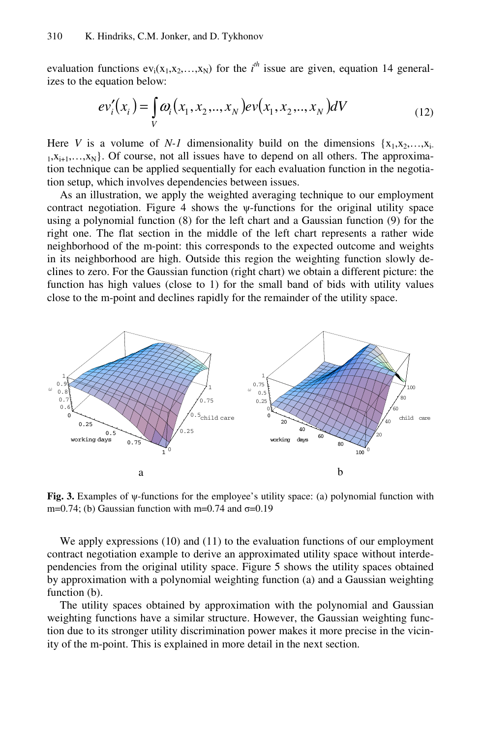evaluation functions $ev_i(x_1,x_2,\ldots,x_N)$ for the $i^{th}$ issue are given, equation 14 generalizes to the equation below:

$$ev_i'(x_i) = \int_V \omega_i(x_1, x_2, .., x_N)\, ev(x_1, x_2, .., x_N)\, dV \tag{12}$$

Here $V$ is a volume of $N$-$1$ dimensionality build on the dimensions $\{x_1,x_2,\ldots,x_{i-1},x_{i+1},\ldots,x_N\}$. Of course, not all issues have to depend on all others. The approximation technique can be applied sequentially for each evaluation function in the negotiation setup, which involves dependencies between issues.

As an illustration, we apply the weighted averaging technique to our employment contract negotiation. Figure 4 shows the ψ-functions for the original utility space using a polynomial function (8) for the left chart and a Gaussian function (9) for the right one. The flat section in the middle of the left chart represents a rather wide neighborhood of the m-point: this corresponds to the expected outcome and weights in its neighborhood are high. Outside this region the weighting function slowly declines to zero. For the Gaussian function (right chart) we obtain a different picture: the function has high values (close to 1) for the small band of bids with utility values close to the m-point and declines rapidly for the remainder of the utility space.

**Fig. 3.** Examples of ψ-functions for the employee's utility space: (a) polynomial function with m=0.74; (b) Gaussian function with m=0.74 and σ=0.19

We apply expressions (10) and (11) to the evaluation functions of our employment contract negotiation example to derive an approximated utility space without interdependencies from the original utility space. Figure 5 shows the utility spaces obtained by approximation with a polynomial weighting function (a) and a Gaussian weighting function (b).

The utility spaces obtained by approximation with the polynomial and Gaussian weighting functions have a similar structure. However, the Gaussian weighting function due to its stronger utility discrimination power makes it more precise in the vicinity of the m-point. This is explained in more detail in the next section.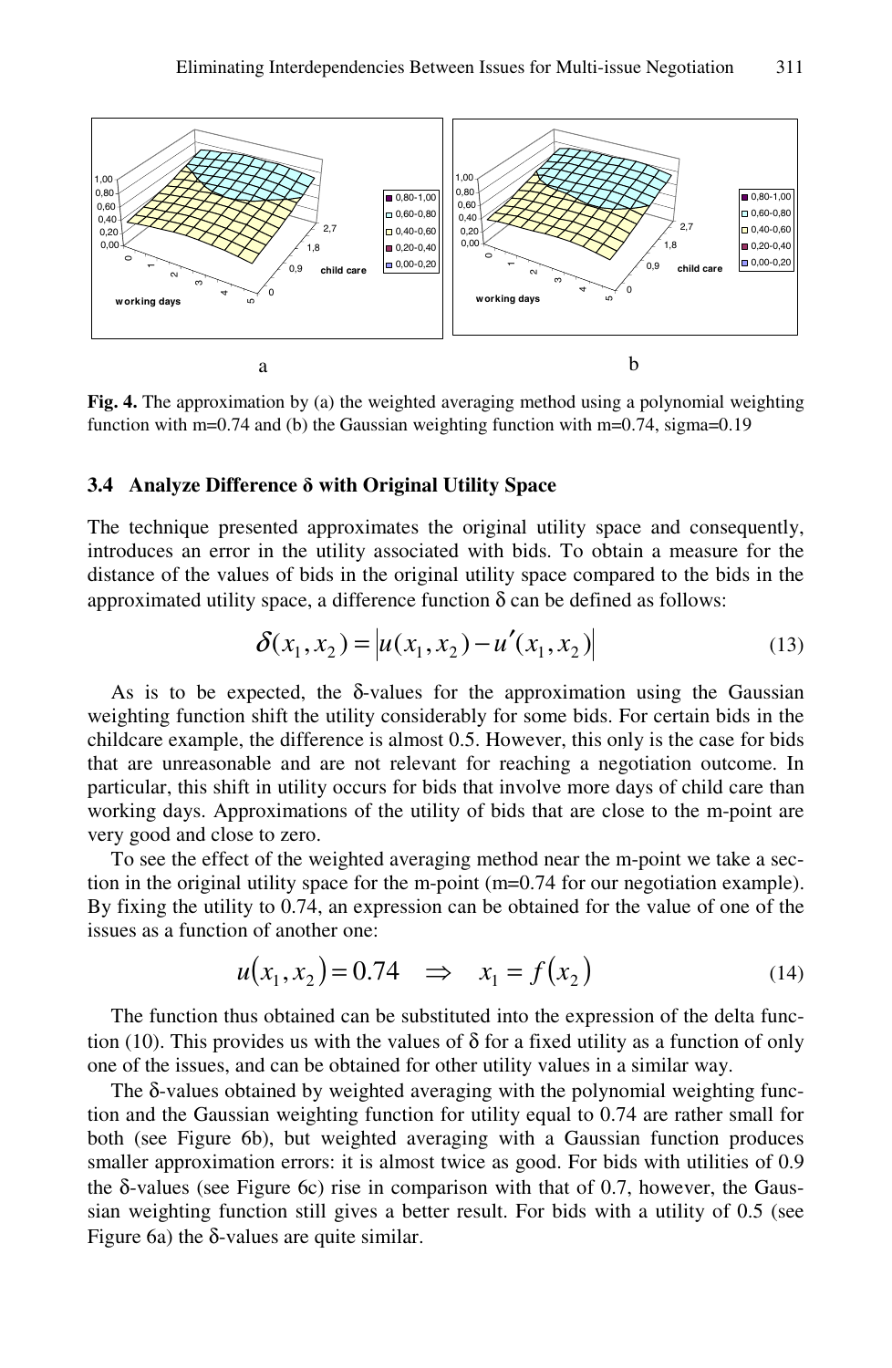**Fig. 4.** The approximation by (a) the weighted averaging method using a polynomial weighting function with m=0.74 and (b) the Gaussian weighting function with m=0.74, sigma=0.19

### 3.4 Analyze Difference δ with Original Utility Space

The technique presented approximates the original utility space and consequently, introduces an error in the utility associated with bids. To obtain a measure for the distance of the values of bids in the original utility space compared to the bids in the approximated utility space, a difference function δ can be defined as follows:

$$\delta(x_1, x_2) = \left| u(x_1, x_2) - u'(x_1, x_2) \right| \tag{13}$$

As is to be expected, the δ-values for the approximation using the Gaussian weighting function shift the utility considerably for some bids. For certain bids in the childcare example, the difference is almost 0.5. However, this only is the case for bids that are unreasonable and are not relevant for reaching a negotiation outcome. In particular, this shift in utility occurs for bids that involve more days of child care than working days. Approximations of the utility of bids that are close to the m-point are very good and close to zero.

To see the effect of the weighted averaging method near the m-point we take a section in the original utility space for the m-point (m=0.74 for our negotiation example). By fixing the utility to 0.74, an expression can be obtained for the value of one of the issues as a function of another one:

$$u(x_1, x_2) = 0.74 \quad \Rightarrow \quad x_1 = f(x_2) \tag{14}$$

The function thus obtained can be substituted into the expression of the delta function (10). This provides us with the values of δ for a fixed utility as a function of only one of the issues, and can be obtained for other utility values in a similar way.

The δ-values obtained by weighted averaging with the polynomial weighting function and the Gaussian weighting function for utility equal to 0.74 are rather small for both (see Figure 6b), but weighted averaging with a Gaussian function produces smaller approximation errors: it is almost twice as good. For bids with utilities of 0.9 the δ-values (see Figure 6c) rise in comparison with that of 0.7, however, the Gaussian weighting function still gives a better result. For bids with a utility of 0.5 (see Figure 6a) the δ-values are quite similar.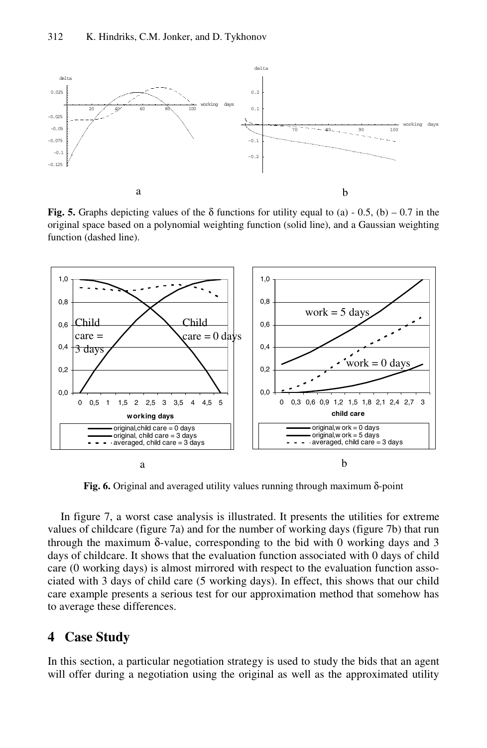**Fig. 5.** Graphs depicting values of the δ functions for utility equal to (a) - 0.5, (b) – 0.7 in the original space based on a polynomial weighting function (solid line), and a Gaussian weighting function (dashed line).

**Fig. 6.** Original and averaged utility values running through maximum δ-point

In figure 7, a worst case analysis is illustrated. It presents the utilities for extreme values of childcare (figure 7a) and for the number of working days (figure 7b) that run through the maximum δ-value, corresponding to the bid with 0 working days and 3 days of childcare. It shows that the evaluation function associated with 0 days of child care (0 working days) is almost mirrored with respect to the evaluation function associated with 3 days of child care (5 working days). In effect, this shows that our child care example presents a serious test for our approximation method that somehow has to average these differences.

## 4 Case Study

In this section, a particular negotiation strategy is used to study the bids that an agent will offer during a negotiation using the original as well as the approximated utility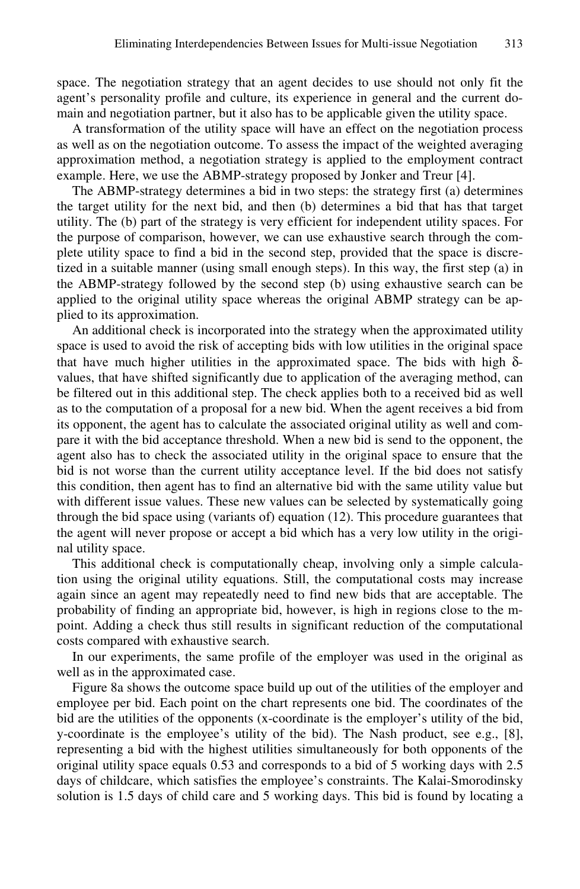space. The negotiation strategy that an agent decides to use should not only fit the agent's personality profile and culture, its experience in general and the current domain and negotiation partner, but it also has to be applicable given the utility space.

A transformation of the utility space will have an effect on the negotiation process as well as on the negotiation outcome. To assess the impact of the weighted averaging approximation method, a negotiation strategy is applied to the employment contract example. Here, we use the ABMP-strategy proposed by Jonker and Treur [4].

The ABMP-strategy determines a bid in two steps: the strategy first (a) determines the target utility for the next bid, and then (b) determines a bid that has that target utility. The (b) part of the strategy is very efficient for independent utility spaces. For the purpose of comparison, however, we can use exhaustive search through the complete utility space to find a bid in the second step, provided that the space is discretized in a suitable manner (using small enough steps). In this way, the first step (a) in the ABMP-strategy followed by the second step (b) using exhaustive search can be applied to the original utility space whereas the original ABMP strategy can be applied to its approximation.

An additional check is incorporated into the strategy when the approximated utility space is used to avoid the risk of accepting bids with low utilities in the original space that have much higher utilities in the approximated space. The bids with high $\delta$-values, that have shifted significantly due to application of the averaging method, can be filtered out in this additional step. The check applies both to a received bid as well as to the computation of a proposal for a new bid. When the agent receives a bid from its opponent, the agent has to calculate the associated original utility as well and compare it with the bid acceptance threshold. When a new bid is send to the opponent, the agent also has to check the associated utility in the original space to ensure that the bid is not worse than the current utility acceptance level. If the bid does not satisfy this condition, then agent has to find an alternative bid with the same utility value but with different issue values. These new values can be selected by systematically going through the bid space using (variants of) equation (12). This procedure guarantees that the agent will never propose or accept a bid which has a very low utility in the original utility space.

This additional check is computationally cheap, involving only a simple calculation using the original utility equations. Still, the computational costs may increase again since an agent may repeatedly need to find new bids that are acceptable. The probability of finding an appropriate bid, however, is high in regions close to the m-point. Adding a check thus still results in significant reduction of the computational costs compared with exhaustive search.

In our experiments, the same profile of the employer was used in the original as well as in the approximated case.

Figure 8a shows the outcome space build up out of the utilities of the employer and employee per bid. Each point on the chart represents one bid. The coordinates of the bid are the utilities of the opponents (x-coordinate is the employer's utility of the bid, y-coordinate is the employee's utility of the bid). The Nash product, see e.g., [8], representing a bid with the highest utilities simultaneously for both opponents of the original utility space equals 0.53 and corresponds to a bid of 5 working days with 2.5 days of childcare, which satisfies the employee's constraints. The Kalai-Smorodinsky solution is 1.5 days of child care and 5 working days. This bid is found by locating a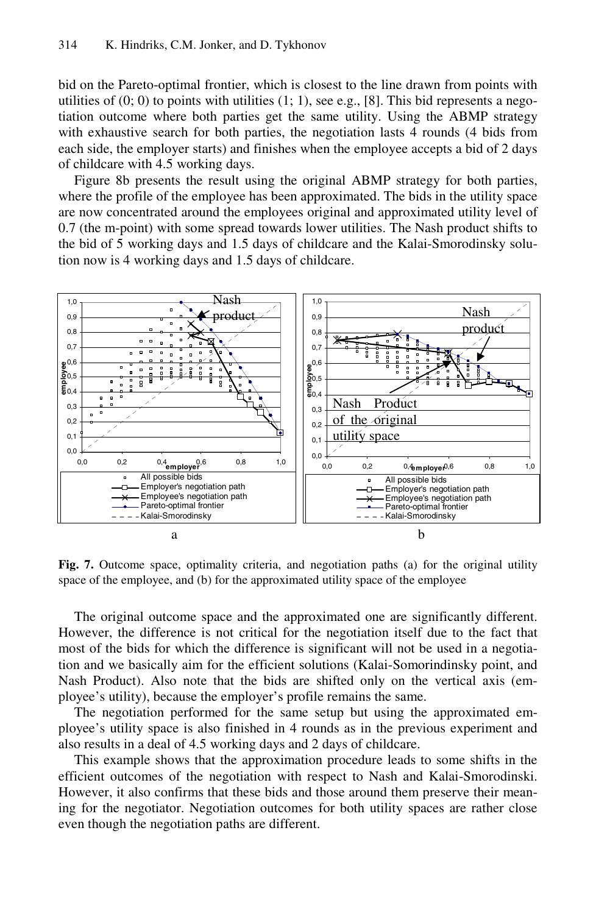bid on the Pareto-optimal frontier, which is closest to the line drawn from points with utilities of (0; 0) to points with utilities (1; 1), see e.g., [8]. This bid represents a negotiation outcome where both parties get the same utility. Using the ABMP strategy with exhaustive search for both parties, the negotiation lasts 4 rounds (4 bids from each side, the employer starts) and finishes when the employee accepts a bid of 2 days of childcare with 4.5 working days.

Figure 8b presents the result using the original ABMP strategy for both parties, where the profile of the employee has been approximated. The bids in the utility space are now concentrated around the employees original and approximated utility level of 0.7 (the m-point) with some spread towards lower utilities. The Nash product shifts to the bid of 5 working days and 1.5 days of childcare and the Kalai-Smorodinsky solution now is 4 working days and 1.5 days of childcare.

**Fig. 7.** Outcome space, optimality criteria, and negotiation paths (a) for the original utility space of the employee, and (b) for the approximated utility space of the employee

The original outcome space and the approximated one are significantly different. However, the difference is not critical for the negotiation itself due to the fact that most of the bids for which the difference is significant will not be used in a negotiation and we basically aim for the efficient solutions (Kalai-Somorindinsky point, and Nash Product). Also note that the bids are shifted only on the vertical axis (employee's utility), because the employer's profile remains the same.

The negotiation performed for the same setup but using the approximated employee's utility space is also finished in 4 rounds as in the previous experiment and also results in a deal of 4.5 working days and 2 days of childcare.

This example shows that the approximation procedure leads to some shifts in the efficient outcomes of the negotiation with respect to Nash and Kalai-Smorodinski. However, it also confirms that these bids and those around them preserve their meaning for the negotiator. Negotiation outcomes for both utility spaces are rather close even though the negotiation paths are different.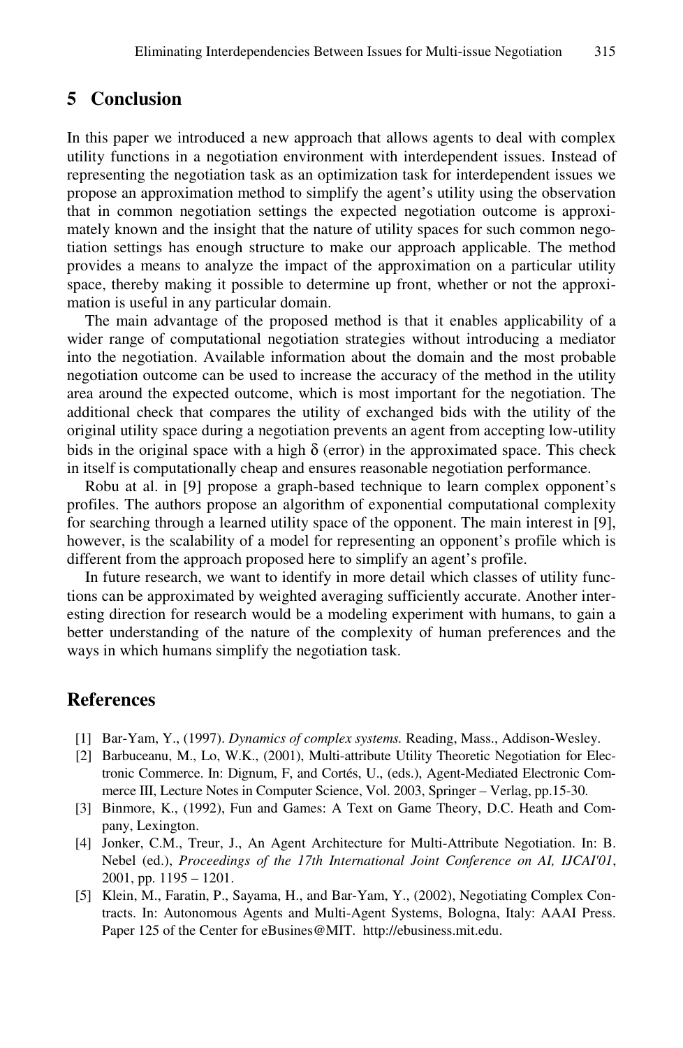## 5 Conclusion

In this paper we introduced a new approach that allows agents to deal with complex utility functions in a negotiation environment with interdependent issues. Instead of representing the negotiation task as an optimization task for interdependent issues we propose an approximation method to simplify the agent's utility using the observation that in common negotiation settings the expected negotiation outcome is approximately known and the insight that the nature of utility spaces for such common negotiation settings has enough structure to make our approach applicable. The method provides a means to analyze the impact of the approximation on a particular utility space, thereby making it possible to determine up front, whether or not the approximation is useful in any particular domain.

The main advantage of the proposed method is that it enables applicability of a wider range of computational negotiation strategies without introducing a mediator into the negotiation. Available information about the domain and the most probable negotiation outcome can be used to increase the accuracy of the method in the utility area around the expected outcome, which is most important for the negotiation. The additional check that compares the utility of exchanged bids with the utility of the original utility space during a negotiation prevents an agent from accepting low-utility bids in the original space with a high $\delta$ (error) in the approximated space. This check in itself is computationally cheap and ensures reasonable negotiation performance.

Robu at al. in [9] propose a graph-based technique to learn complex opponent's profiles. The authors propose an algorithm of exponential computational complexity for searching through a learned utility space of the opponent. The main interest in [9], however, is the scalability of a model for representing an opponent's profile which is different from the approach proposed here to simplify an agent's profile.

In future research, we want to identify in more detail which classes of utility functions can be approximated by weighted averaging sufficiently accurate. Another interesting direction for research would be a modeling experiment with humans, to gain a better understanding of the nature of the complexity of human preferences and the ways in which humans simplify the negotiation task.

## References

[1] Bar-Yam, Y., (1997). *Dynamics of complex systems.* Reading, Mass., Addison-Wesley.

[2] Barbuceanu, M., Lo, W.K., (2001), Multi-attribute Utility Theoretic Negotiation for Electronic Commerce. In: Dignum, F, and Cortés, U., (eds.), Agent-Mediated Electronic Commerce III, Lecture Notes in Computer Science, Vol. 2003, Springer – Verlag, pp.15-30.

[3] Binmore, K., (1992), Fun and Games: A Text on Game Theory, D.C. Heath and Company, Lexington.

[4] Jonker, C.M., Treur, J., An Agent Architecture for Multi-Attribute Negotiation. In: B. Nebel (ed.), *Proceedings of the 17th International Joint Conference on AI, IJCAI'01*, 2001, pp. 1195 – 1201.

[5] Klein, M., Faratin, P., Sayama, H., and Bar-Yam, Y., (2002), Negotiating Complex Contracts. In: Autonomous Agents and Multi-Agent Systems, Bologna, Italy: AAAI Press. Paper 125 of the Center for eBusines@MIT. http://ebusiness.mit.edu.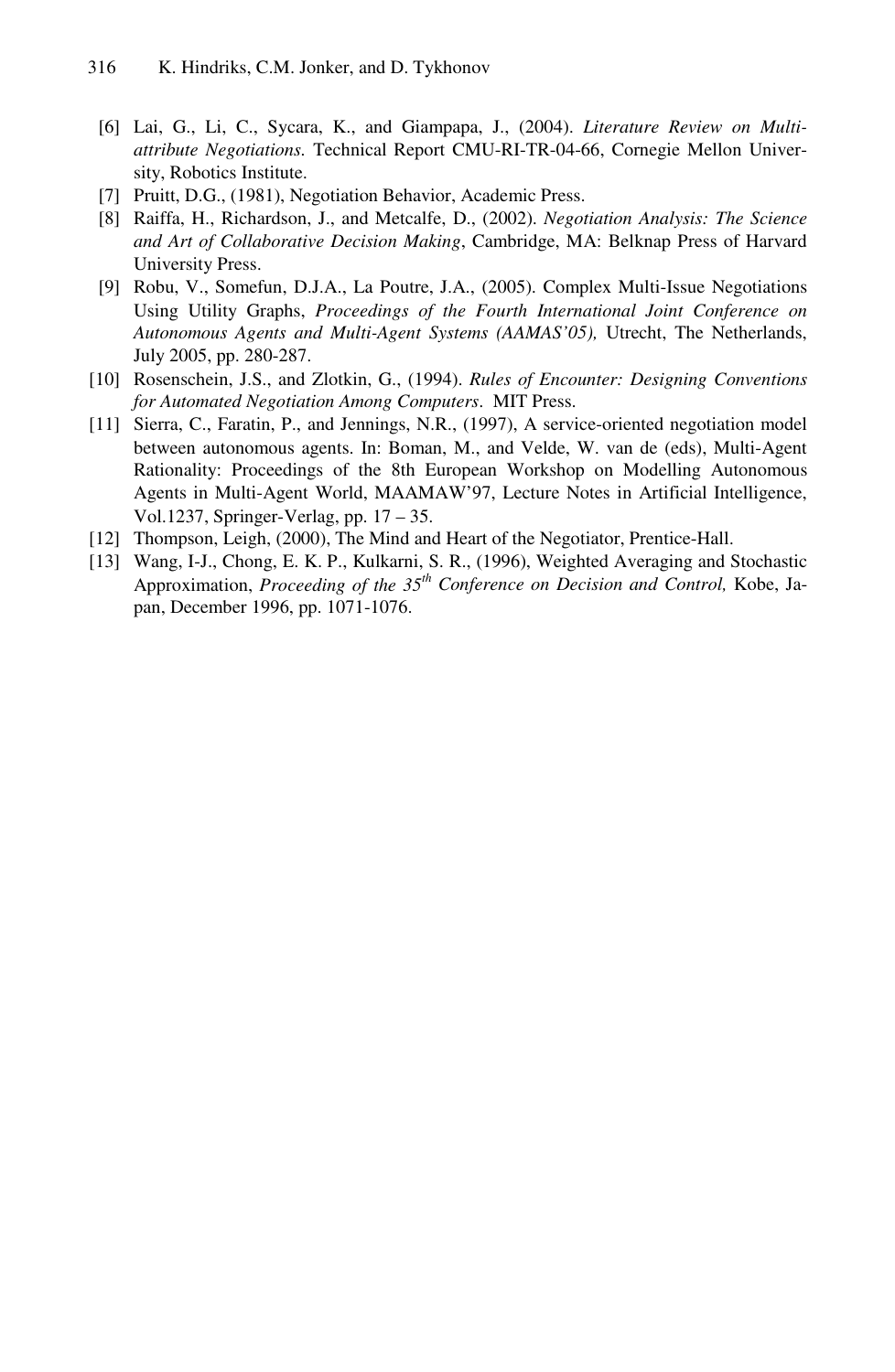[6] Lai, G., Li, C., Sycara, K., and Giampapa, J., (2004). *Literature Review on Multi-attribute Negotiations.* Technical Report CMU-RI-TR-04-66, Cornegie Mellon University, Robotics Institute.

[7] Pruitt, D.G., (1981), Negotiation Behavior, Academic Press.

[8] Raiffa, H., Richardson, J., and Metcalfe, D., (2002). *Negotiation Analysis: The Science and Art of Collaborative Decision Making*, Cambridge, MA: Belknap Press of Harvard University Press.

[9] Robu, V., Somefun, D.J.A., La Poutre, J.A., (2005). Complex Multi-Issue Negotiations Using Utility Graphs, *Proceedings of the Fourth International Joint Conference on Autonomous Agents and Multi-Agent Systems (AAMAS'05),* Utrecht, The Netherlands, July 2005, pp. 280-287.

[10] Rosenschein, J.S., and Zlotkin, G., (1994). *Rules of Encounter: Designing Conventions for Automated Negotiation Among Computers*. MIT Press.

[11] Sierra, C., Faratin, P., and Jennings, N.R., (1997), A service-oriented negotiation model between autonomous agents. In: Boman, M., and Velde, W. van de (eds), Multi-Agent Rationality: Proceedings of the 8th European Workshop on Modelling Autonomous Agents in Multi-Agent World, MAAMAW'97, Lecture Notes in Artificial Intelligence, Vol.1237, Springer-Verlag, pp. 17 – 35.

[12] Thompson, Leigh, (2000), The Mind and Heart of the Negotiator, Prentice-Hall.

[13] Wang, I-J., Chong, E. K. P., Kulkarni, S. R., (1996), Weighted Averaging and Stochastic Approximation, *Proceeding of the 35th Conference on Decision and Control,* Kobe, Japan, December 1996, pp. 1071-1076.